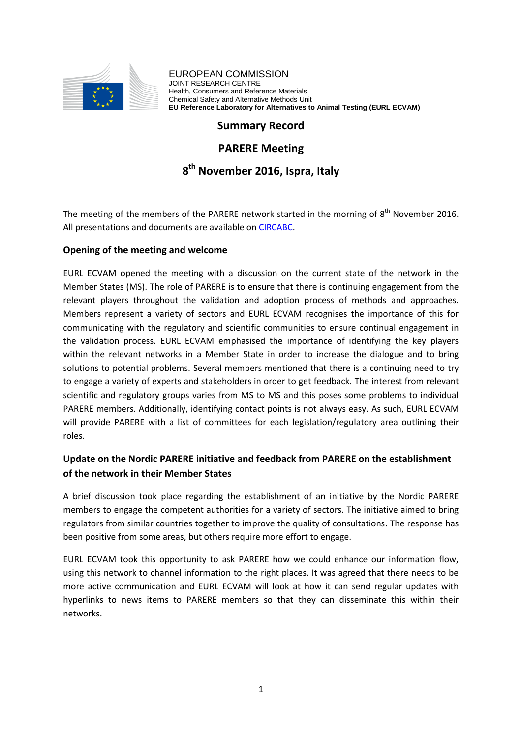EUROPEAN COMMISSION
JOINT RESEARCH CENTRE
Health, Consumers and Reference Materials
Chemical Safety and Alternative Methods Unit
**EU Reference Laboratory for Alternatives to Animal Testing (EURL ECVAM)**

# Summary Record

# PARERE Meeting

# 8th November 2016, Ispra, Italy

The meeting of the members of the PARERE network started in the morning of 8th November 2016. All presentations and documents are available on CIRCABC.

## Opening of the meeting and welcome

EURL ECVAM opened the meeting with a discussion on the current state of the network in the Member States (MS). The role of PARERE is to ensure that there is continuing engagement from the relevant players throughout the validation and adoption process of methods and approaches. Members represent a variety of sectors and EURL ECVAM recognises the importance of this for communicating with the regulatory and scientific communities to ensure continual engagement in the validation process. EURL ECVAM emphasised the importance of identifying the key players within the relevant networks in a Member State in order to increase the dialogue and to bring solutions to potential problems. Several members mentioned that there is a continuing need to try to engage a variety of experts and stakeholders in order to get feedback. The interest from relevant scientific and regulatory groups varies from MS to MS and this poses some problems to individual PARERE members. Additionally, identifying contact points is not always easy. As such, EURL ECVAM will provide PARERE with a list of committees for each legislation/regulatory area outlining their roles.

## Update on the Nordic PARERE initiative and feedback from PARERE on the establishment of the network in their Member States

A brief discussion took place regarding the establishment of an initiative by the Nordic PARERE members to engage the competent authorities for a variety of sectors. The initiative aimed to bring regulators from similar countries together to improve the quality of consultations. The response has been positive from some areas, but others require more effort to engage.

EURL ECVAM took this opportunity to ask PARERE how we could enhance our information flow, using this network to channel information to the right places. It was agreed that there needs to be more active communication and EURL ECVAM will look at how it can send regular updates with hyperlinks to news items to PARERE members so that they can disseminate this within their networks.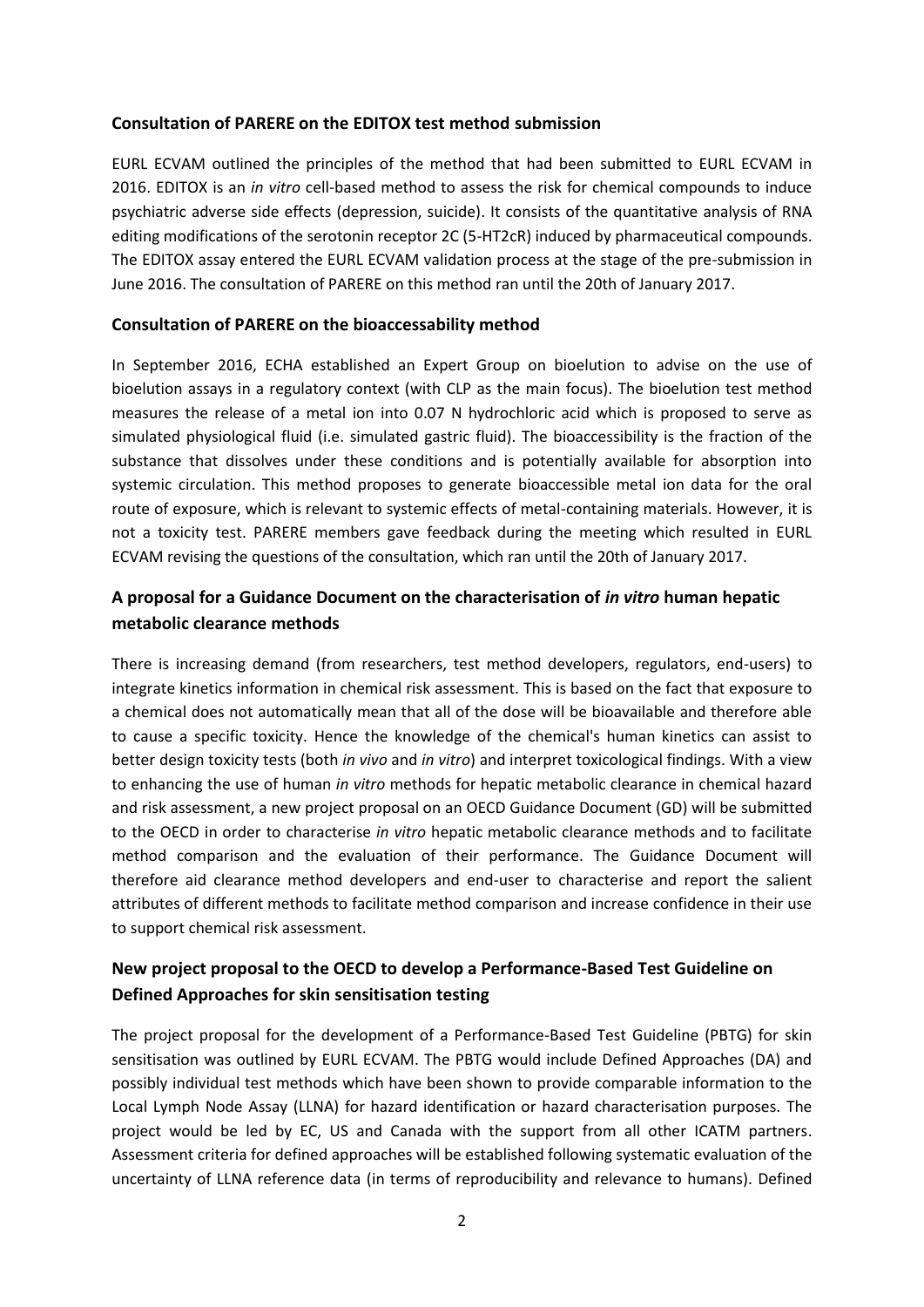### Consultation of PARERE on the EDITOX test method submission

EURL ECVAM outlined the principles of the method that had been submitted to EURL ECVAM in 2016. EDITOX is an *in vitro* cell-based method to assess the risk for chemical compounds to induce psychiatric adverse side effects (depression, suicide). It consists of the quantitative analysis of RNA editing modifications of the serotonin receptor 2C (5-HT2cR) induced by pharmaceutical compounds. The EDITOX assay entered the EURL ECVAM validation process at the stage of the pre-submission in June 2016. The consultation of PARERE on this method ran until the 20th of January 2017.

### Consultation of PARERE on the bioaccessability method

In September 2016, ECHA established an Expert Group on bioelution to advise on the use of bioelution assays in a regulatory context (with CLP as the main focus). The bioelution test method measures the release of a metal ion into 0.07 N hydrochloric acid which is proposed to serve as simulated physiological fluid (i.e. simulated gastric fluid). The bioaccessibility is the fraction of the substance that dissolves under these conditions and is potentially available for absorption into systemic circulation. This method proposes to generate bioaccessible metal ion data for the oral route of exposure, which is relevant to systemic effects of metal-containing materials. However, it is not a toxicity test. PARERE members gave feedback during the meeting which resulted in EURL ECVAM revising the questions of the consultation, which ran until the 20th of January 2017.

## A proposal for a Guidance Document on the characterisation of *in vitro* human hepatic metabolic clearance methods

There is increasing demand (from researchers, test method developers, regulators, end-users) to integrate kinetics information in chemical risk assessment. This is based on the fact that exposure to a chemical does not automatically mean that all of the dose will be bioavailable and therefore able to cause a specific toxicity. Hence the knowledge of the chemical's human kinetics can assist to better design toxicity tests (both *in vivo* and *in vitro*) and interpret toxicological findings. With a view to enhancing the use of human *in vitro* methods for hepatic metabolic clearance in chemical hazard and risk assessment, a new project proposal on an OECD Guidance Document (GD) will be submitted to the OECD in order to characterise *in vitro* hepatic metabolic clearance methods and to facilitate method comparison and the evaluation of their performance. The Guidance Document will therefore aid clearance method developers and end-user to characterise and report the salient attributes of different methods to facilitate method comparison and increase confidence in their use to support chemical risk assessment.

## New project proposal to the OECD to develop a Performance-Based Test Guideline on Defined Approaches for skin sensitisation testing

The project proposal for the development of a Performance-Based Test Guideline (PBTG) for skin sensitisation was outlined by EURL ECVAM. The PBTG would include Defined Approaches (DA) and possibly individual test methods which have been shown to provide comparable information to the Local Lymph Node Assay (LLNA) for hazard identification or hazard characterisation purposes. The project would be led by EC, US and Canada with the support from all other ICATM partners. Assessment criteria for defined approaches will be established following systematic evaluation of the uncertainty of LLNA reference data (in terms of reproducibility and relevance to humans). Defined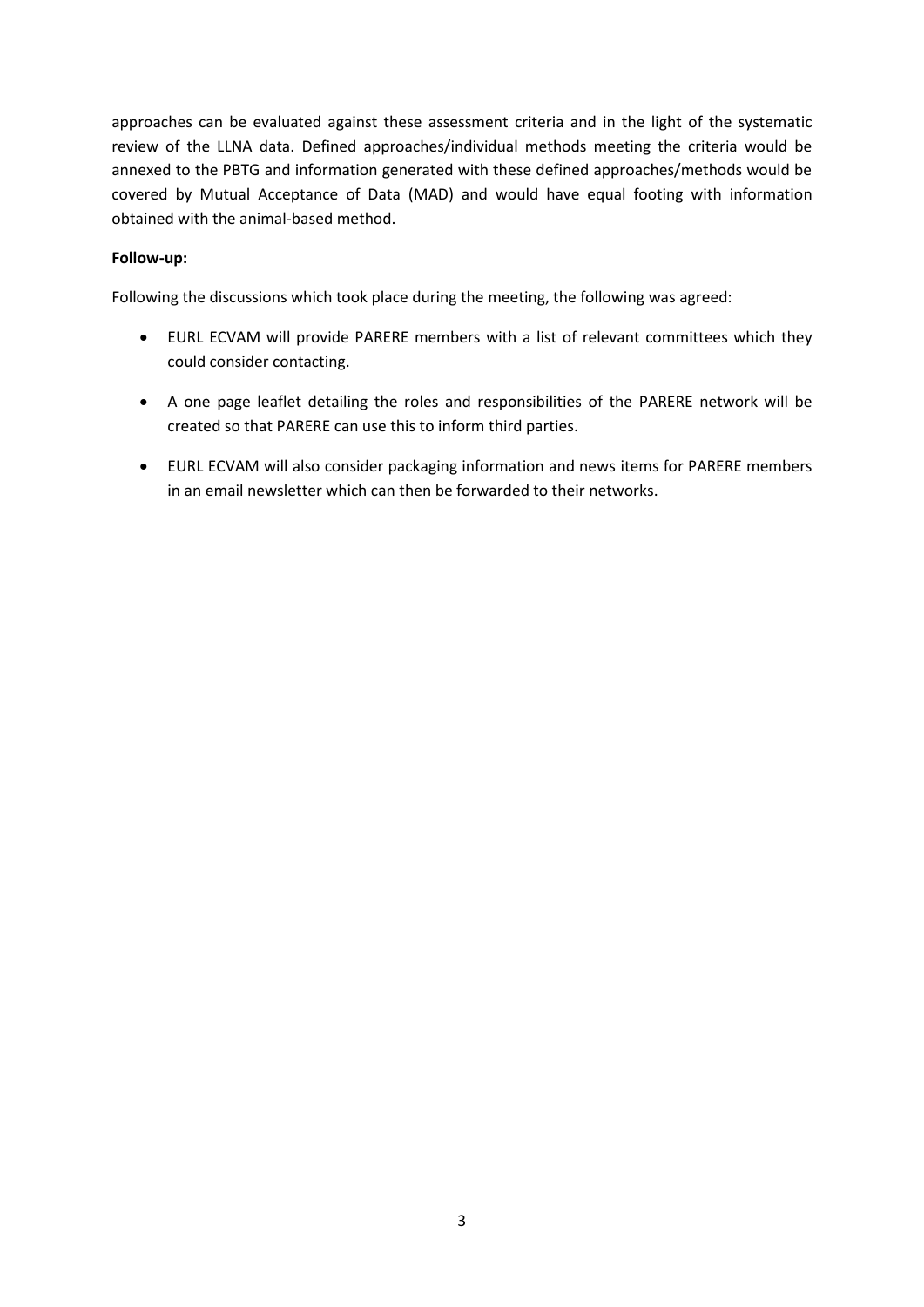approaches can be evaluated against these assessment criteria and in the light of the systematic review of the LLNA data. Defined approaches/individual methods meeting the criteria would be annexed to the PBTG and information generated with these defined approaches/methods would be covered by Mutual Acceptance of Data (MAD) and would have equal footing with information obtained with the animal-based method.

**Follow-up:**

Following the discussions which took place during the meeting, the following was agreed:

- EURL ECVAM will provide PARERE members with a list of relevant committees which they could consider contacting.
- A one page leaflet detailing the roles and responsibilities of the PARERE network will be created so that PARERE can use this to inform third parties.
- EURL ECVAM will also consider packaging information and news items for PARERE members in an email newsletter which can then be forwarded to their networks.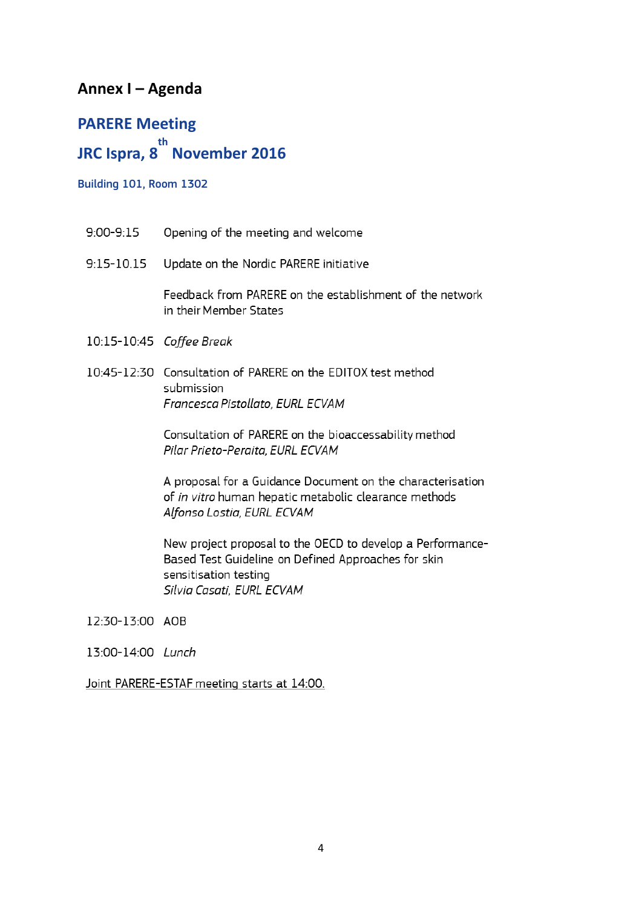# Annex I – Agenda

## PARERE Meeting

## JRC Ispra, 8th November 2016

**Building 101, Room 1302**

| | |
|---|---|
| 9:00-9:15 | Opening of the meeting and welcome |
| 9:15-10.15 | Update on the Nordic PARERE initiative<br><br>Feedback from PARERE on the establishment of the network in their Member States |
| 10:15-10:45 | *Coffee Break* |
| 10:45-12:30 | Consultation of PARERE on the EDITOX test method submission<br>*Francesca Pistollato, EURL ECVAM*<br><br>Consultation of PARERE on the bioaccessability method<br>*Pilar Prieto-Peraita, EURL ECVAM*<br><br>A proposal for a Guidance Document on the characterisation of *in vitro* human hepatic metabolic clearance methods<br>*Alfonso Lostia, EURL ECVAM*<br><br>New project proposal to the OECD to develop a Performance-Based Test Guideline on Defined Approaches for skin sensitisation testing<br>*Silvia Casati, EURL ECVAM* |
| 12:30-13:00 | AOB |
| 13:00-14:00 | *Lunch* |

<u>Joint PARERE-ESTAF meeting starts at 14:00.</u>